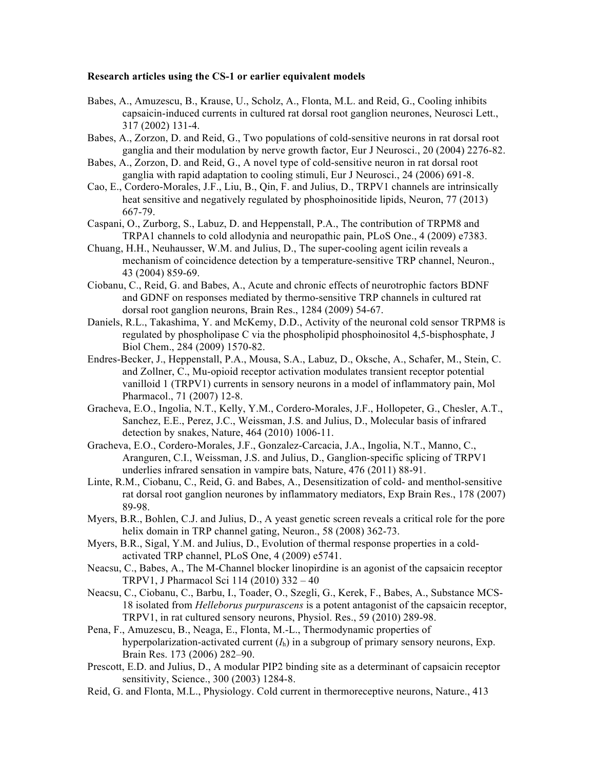**Research articles using the CS-1 or earlier equivalent models**

Babes, A., Amuzescu, B., Krause, U., Scholz, A., Flonta, M.L. and Reid, G., Cooling inhibits capsaicin-induced currents in cultured rat dorsal root ganglion neurones, Neurosci Lett., 317 (2002) 131-4.

Babes, A., Zorzon, D. and Reid, G., Two populations of cold-sensitive neurons in rat dorsal root ganglia and their modulation by nerve growth factor, Eur J Neurosci., 20 (2004) 2276-82.

Babes, A., Zorzon, D. and Reid, G., A novel type of cold-sensitive neuron in rat dorsal root ganglia with rapid adaptation to cooling stimuli, Eur J Neurosci., 24 (2006) 691-8.

Cao, E., Cordero-Morales, J.F., Liu, B., Qin, F. and Julius, D., TRPV1 channels are intrinsically heat sensitive and negatively regulated by phosphoinositide lipids, Neuron, 77 (2013) 667-79.

Caspani, O., Zurborg, S., Labuz, D. and Heppenstall, P.A., The contribution of TRPM8 and TRPA1 channels to cold allodynia and neuropathic pain, PLoS One., 4 (2009) e7383.

Chuang, H.H., Neuhausser, W.M. and Julius, D., The super-cooling agent icilin reveals a mechanism of coincidence detection by a temperature-sensitive TRP channel, Neuron., 43 (2004) 859-69.

Ciobanu, C., Reid, G. and Babes, A., Acute and chronic effects of neurotrophic factors BDNF and GDNF on responses mediated by thermo-sensitive TRP channels in cultured rat dorsal root ganglion neurons, Brain Res., 1284 (2009) 54-67.

Daniels, R.L., Takashima, Y. and McKemy, D.D., Activity of the neuronal cold sensor TRPM8 is regulated by phospholipase C via the phospholipid phosphoinositol 4,5-bisphosphate, J Biol Chem., 284 (2009) 1570-82.

Endres-Becker, J., Heppenstall, P.A., Mousa, S.A., Labuz, D., Oksche, A., Schafer, M., Stein, C. and Zollner, C., Mu-opioid receptor activation modulates transient receptor potential vanilloid 1 (TRPV1) currents in sensory neurons in a model of inflammatory pain, Mol Pharmacol., 71 (2007) 12-8.

Gracheva, E.O., Ingolia, N.T., Kelly, Y.M., Cordero-Morales, J.F., Hollopeter, G., Chesler, A.T., Sanchez, E.E., Perez, J.C., Weissman, J.S. and Julius, D., Molecular basis of infrared detection by snakes, Nature, 464 (2010) 1006-11.

Gracheva, E.O., Cordero-Morales, J.F., Gonzalez-Carcacia, J.A., Ingolia, N.T., Manno, C., Aranguren, C.I., Weissman, J.S. and Julius, D., Ganglion-specific splicing of TRPV1 underlies infrared sensation in vampire bats, Nature, 476 (2011) 88-91.

Linte, R.M., Ciobanu, C., Reid, G. and Babes, A., Desensitization of cold- and menthol-sensitive rat dorsal root ganglion neurones by inflammatory mediators, Exp Brain Res., 178 (2007) 89-98.

Myers, B.R., Bohlen, C.J. and Julius, D., A yeast genetic screen reveals a critical role for the pore helix domain in TRP channel gating, Neuron., 58 (2008) 362-73.

Myers, B.R., Sigal, Y.M. and Julius, D., Evolution of thermal response properties in a cold-activated TRP channel, PLoS One, 4 (2009) e5741.

Neacsu, C., Babes, A., The M-Channel blocker linopirdine is an agonist of the capsaicin receptor TRPV1, J Pharmacol Sci 114 (2010) 332 – 40

Neacsu, C., Ciobanu, C., Barbu, I., Toader, O., Szegli, G., Kerek, F., Babes, A., Substance MCS-18 isolated from *Helleborus purpurascens* is a potent antagonist of the capsaicin receptor, TRPV1, in rat cultured sensory neurons, Physiol. Res., 59 (2010) 289-98.

Pena, F., Amuzescu, B., Neaga, E., Flonta, M.-L., Thermodynamic properties of hyperpolarization-activated current ($I_h$) in a subgroup of primary sensory neurons, Exp. Brain Res. 173 (2006) 282–90.

Prescott, E.D. and Julius, D., A modular PIP2 binding site as a determinant of capsaicin receptor sensitivity, Science., 300 (2003) 1284-8.

Reid, G. and Flonta, M.L., Physiology. Cold current in thermoreceptive neurons, Nature., 413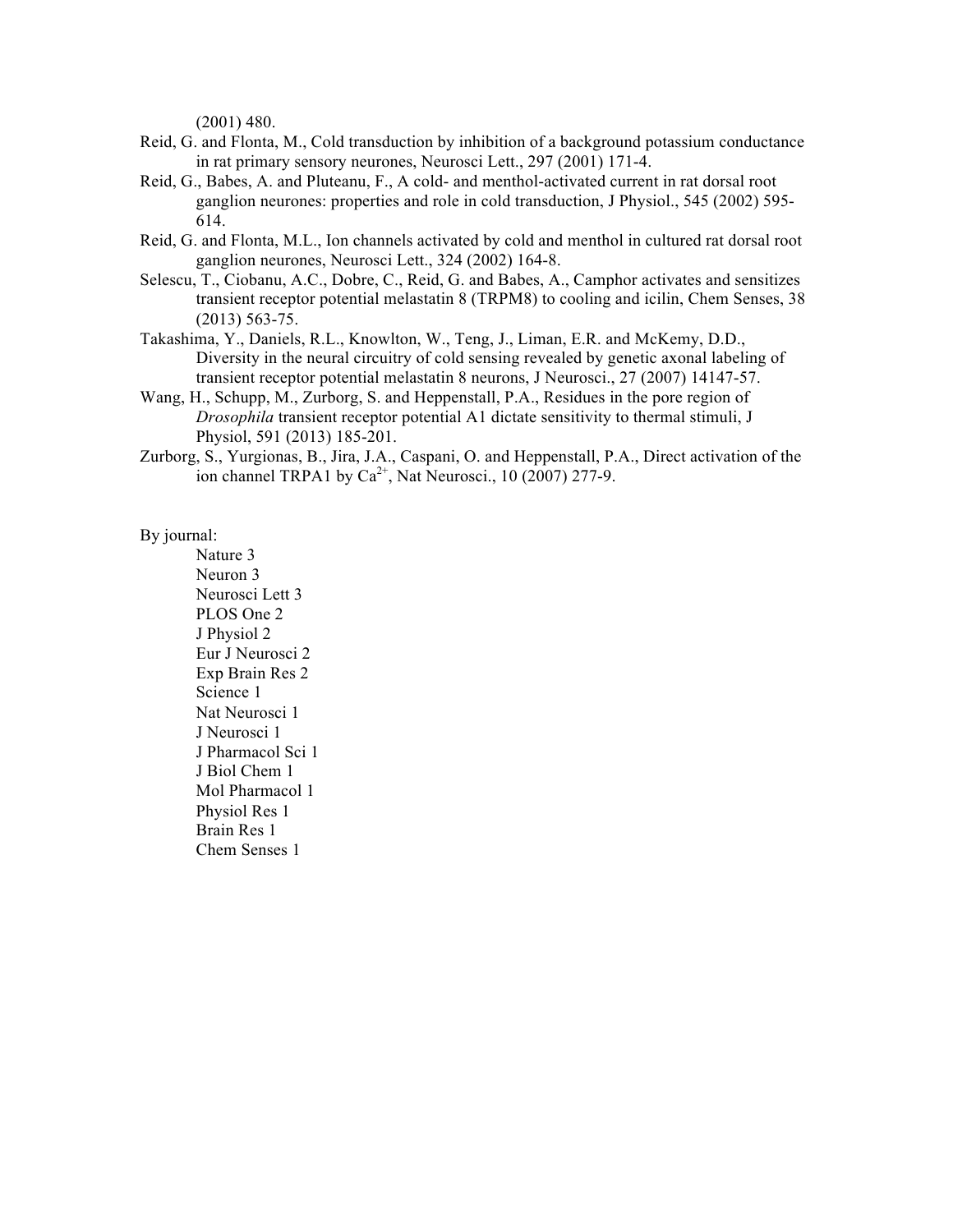(2001) 480.

Reid, G. and Flonta, M., Cold transduction by inhibition of a background potassium conductance in rat primary sensory neurones, Neurosci Lett., 297 (2001) 171-4.

Reid, G., Babes, A. and Pluteanu, F., A cold- and menthol-activated current in rat dorsal root ganglion neurones: properties and role in cold transduction, J Physiol., 545 (2002) 595-614.

Reid, G. and Flonta, M.L., Ion channels activated by cold and menthol in cultured rat dorsal root ganglion neurones, Neurosci Lett., 324 (2002) 164-8.

Selescu, T., Ciobanu, A.C., Dobre, C., Reid, G. and Babes, A., Camphor activates and sensitizes transient receptor potential melastatin 8 (TRPM8) to cooling and icilin, Chem Senses, 38 (2013) 563-75.

Takashima, Y., Daniels, R.L., Knowlton, W., Teng, J., Liman, E.R. and McKemy, D.D., Diversity in the neural circuitry of cold sensing revealed by genetic axonal labeling of transient receptor potential melastatin 8 neurons, J Neurosci., 27 (2007) 14147-57.

Wang, H., Schupp, M., Zurborg, S. and Heppenstall, P.A., Residues in the pore region of *Drosophila* transient receptor potential A1 dictate sensitivity to thermal stimuli, J Physiol, 591 (2013) 185-201.

Zurborg, S., Yurgionas, B., Jira, J.A., Caspani, O. and Heppenstall, P.A., Direct activation of the ion channel TRPA1 by $Ca^{2+}$, Nat Neurosci., 10 (2007) 277-9.

By journal:

Nature 3
Neuron 3
Neurosci Lett 3
PLOS One 2
J Physiol 2
Eur J Neurosci 2
Exp Brain Res 2
Science 1
Nat Neurosci 1
J Neurosci 1
J Pharmacol Sci 1
J Biol Chem 1
Mol Pharmacol 1
Physiol Res 1
Brain Res 1
Chem Senses 1